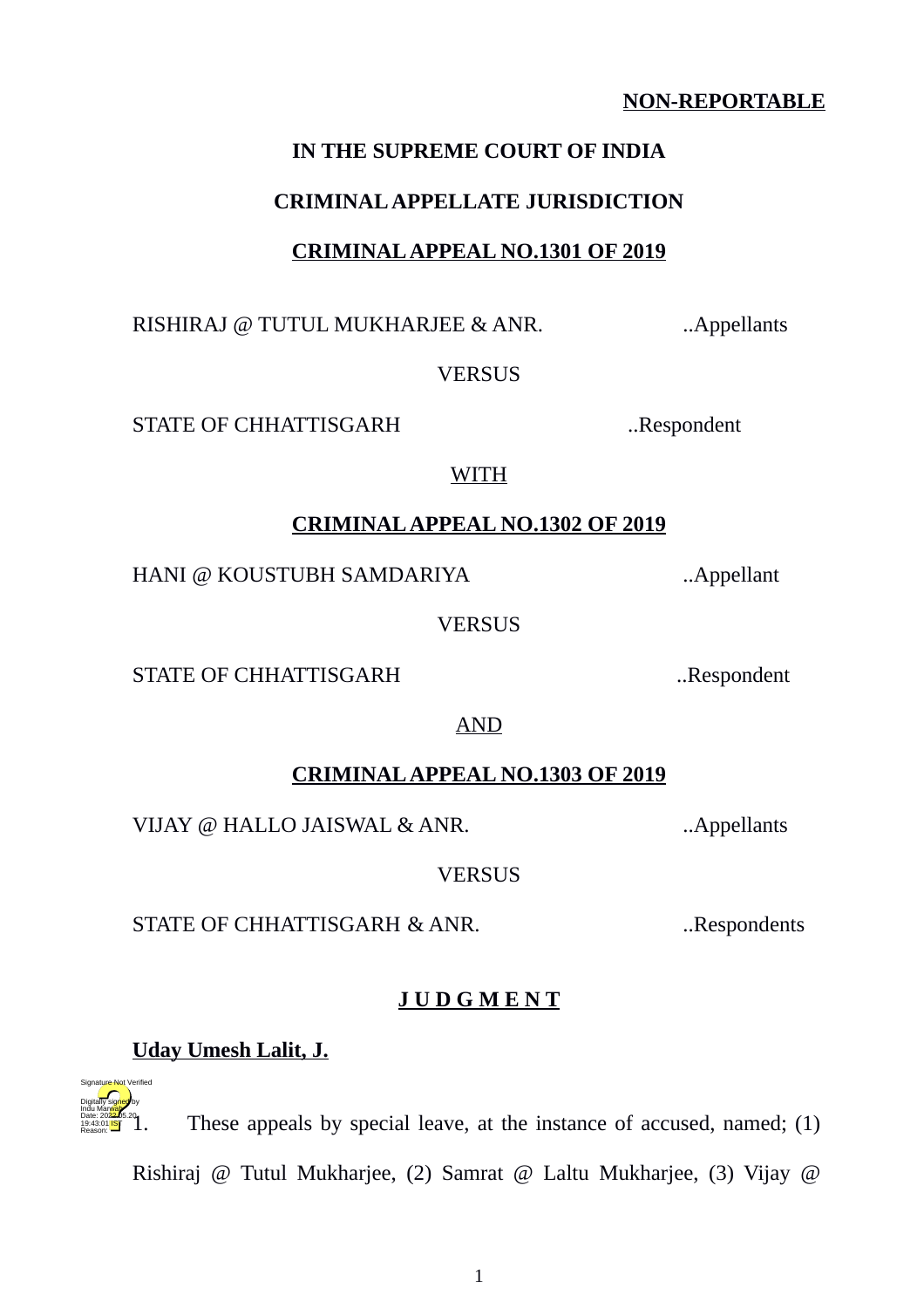**NON-REPORTABLE**

**IN THE SUPREME COURT OF INDIA**

**CRIMINAL APPELLATE JURISDICTION**

**CRIMINAL APPEAL NO.1301 OF 2019**

RISHIRAJ @ TUTUL MUKHARJEE & ANR. ..Appellants

VERSUS

STATE OF CHHATTISGARH ..Respondent

WITH

**CRIMINAL APPEAL NO.1302 OF 2019**

HANI @ KOUSTUBH SAMDARIYA ..Appellant

VERSUS

STATE OF CHHATTISGARH ..Respondent

AND

**CRIMINAL APPEAL NO.1303 OF 2019**

VIJAY @ HALLO JAISWAL & ANR. ..Appellants

VERSUS

STATE OF CHHATTISGARH & ANR. ..Respondents

**J U D G M E N T**

**Uday Umesh Lalit, J.**

1. These appeals by special leave, at the instance of accused, named; (1) Rishiraj @ Tutul Mukharjee, (2) Samrat @ Laltu Mukharjee, (3) Vijay @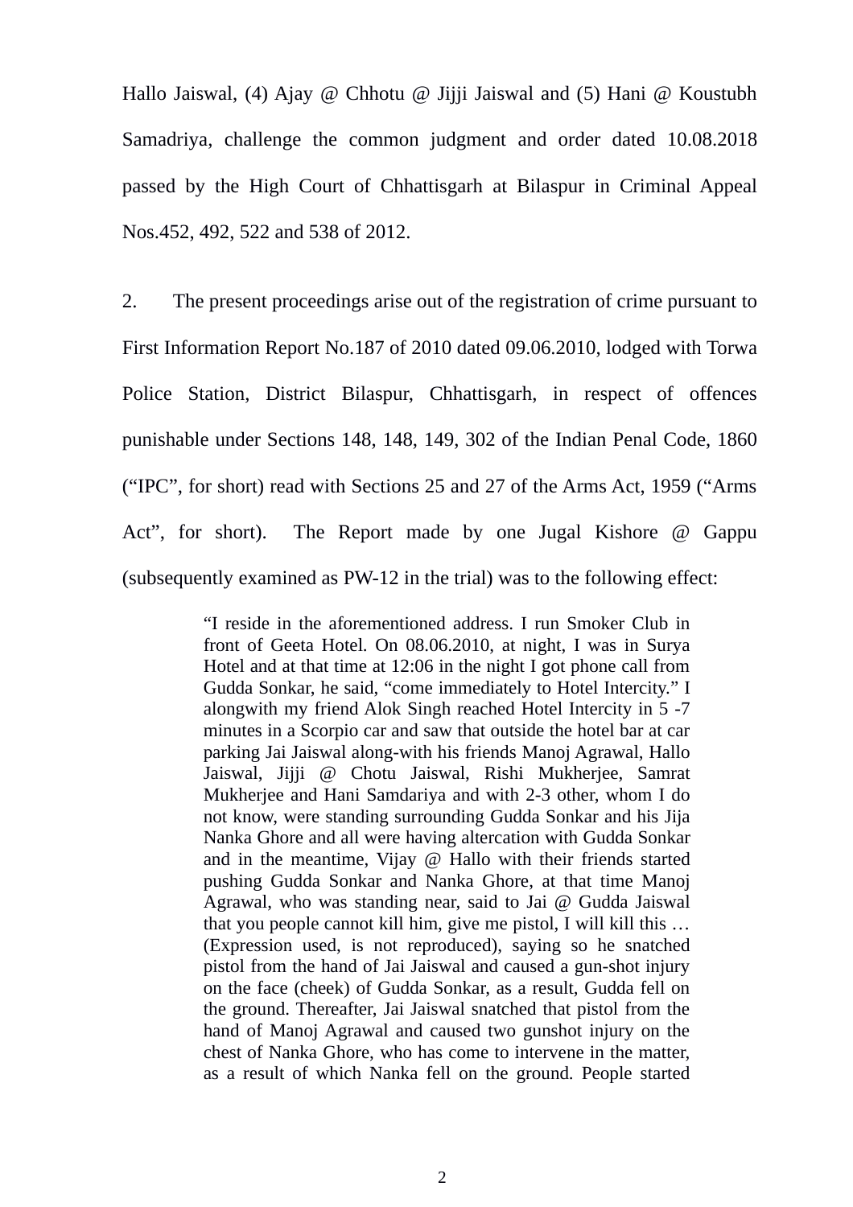Hallo Jaiswal, (4) Ajay @ Chhotu @ Jijji Jaiswal and (5) Hani @ Koustubh Samadriya, challenge the common judgment and order dated 10.08.2018 passed by the High Court of Chhattisgarh at Bilaspur in Criminal Appeal Nos.452, 492, 522 and 538 of 2012.

2. The present proceedings arise out of the registration of crime pursuant to First Information Report No.187 of 2010 dated 09.06.2010, lodged with Torwa Police Station, District Bilaspur, Chhattisgarh, in respect of offences punishable under Sections 148, 148, 149, 302 of the Indian Penal Code, 1860 ("IPC", for short) read with Sections 25 and 27 of the Arms Act, 1959 ("Arms Act", for short). The Report made by one Jugal Kishore @ Gappu (subsequently examined as PW-12 in the trial) was to the following effect:

> "I reside in the aforementioned address. I run Smoker Club in front of Geeta Hotel. On 08.06.2010, at night, I was in Surya Hotel and at that time at 12:06 in the night I got phone call from Gudda Sonkar, he said, "come immediately to Hotel Intercity." I alongwith my friend Alok Singh reached Hotel Intercity in 5 -7 minutes in a Scorpio car and saw that outside the hotel bar at car parking Jai Jaiswal along-with his friends Manoj Agrawal, Hallo Jaiswal, Jijji @ Chotu Jaiswal, Rishi Mukherjee, Samrat Mukherjee and Hani Samdariya and with 2-3 other, whom I do not know, were standing surrounding Gudda Sonkar and his Jija Nanka Ghore and all were having altercation with Gudda Sonkar and in the meantime, Vijay @ Hallo with their friends started pushing Gudda Sonkar and Nanka Ghore, at that time Manoj Agrawal, who was standing near, said to Jai @ Gudda Jaiswal that you people cannot kill him, give me pistol, I will kill this … (Expression used, is not reproduced), saying so he snatched pistol from the hand of Jai Jaiswal and caused a gun-shot injury on the face (cheek) of Gudda Sonkar, as a result, Gudda fell on the ground. Thereafter, Jai Jaiswal snatched that pistol from the hand of Manoj Agrawal and caused two gunshot injury on the chest of Nanka Ghore, who has come to intervene in the matter, as a result of which Nanka fell on the ground. People started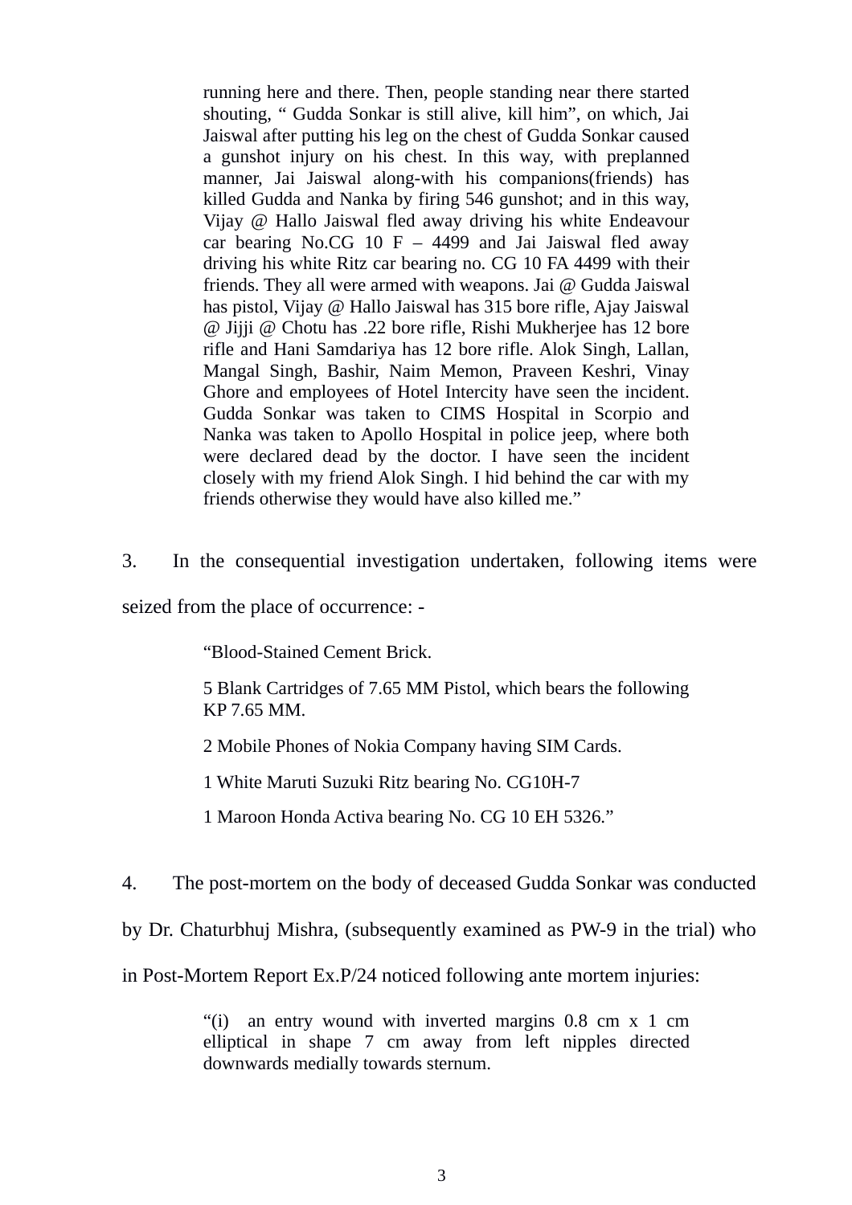> running here and there. Then, people standing near there started shouting, " Gudda Sonkar is still alive, kill him", on which, Jai Jaiswal after putting his leg on the chest of Gudda Sonkar caused a gunshot injury on his chest. In this way, with preplanned manner, Jai Jaiswal along-with his companions(friends) has killed Gudda and Nanka by firing 546 gunshot; and in this way, Vijay @ Hallo Jaiswal fled away driving his white Endeavour car bearing No.CG 10 F – 4499 and Jai Jaiswal fled away driving his white Ritz car bearing no. CG 10 FA 4499 with their friends. They all were armed with weapons. Jai @ Gudda Jaiswal has pistol, Vijay @ Hallo Jaiswal has 315 bore rifle, Ajay Jaiswal @ Jijji @ Chotu has .22 bore rifle, Rishi Mukherjee has 12 bore rifle and Hani Samdariya has 12 bore rifle. Alok Singh, Lallan, Mangal Singh, Bashir, Naim Memon, Praveen Keshri, Vinay Ghore and employees of Hotel Intercity have seen the incident. Gudda Sonkar was taken to CIMS Hospital in Scorpio and Nanka was taken to Apollo Hospital in police jeep, where both were declared dead by the doctor. I have seen the incident closely with my friend Alok Singh. I hid behind the car with my friends otherwise they would have also killed me."

3. In the consequential investigation undertaken, following items were seized from the place of occurrence: -

> "Blood-Stained Cement Brick.
>
> 5 Blank Cartridges of 7.65 MM Pistol, which bears the following KP 7.65 MM.
>
> 2 Mobile Phones of Nokia Company having SIM Cards.
>
> 1 White Maruti Suzuki Ritz bearing No. CG10H-7
>
> 1 Maroon Honda Activa bearing No. CG 10 EH 5326."

4. The post-mortem on the body of deceased Gudda Sonkar was conducted by Dr. Chaturbhuj Mishra, (subsequently examined as PW-9 in the trial) who in Post-Mortem Report Ex.P/24 noticed following ante mortem injuries:

> "(i) an entry wound with inverted margins 0.8 cm x 1 cm elliptical in shape 7 cm away from left nipples directed downwards medially towards sternum.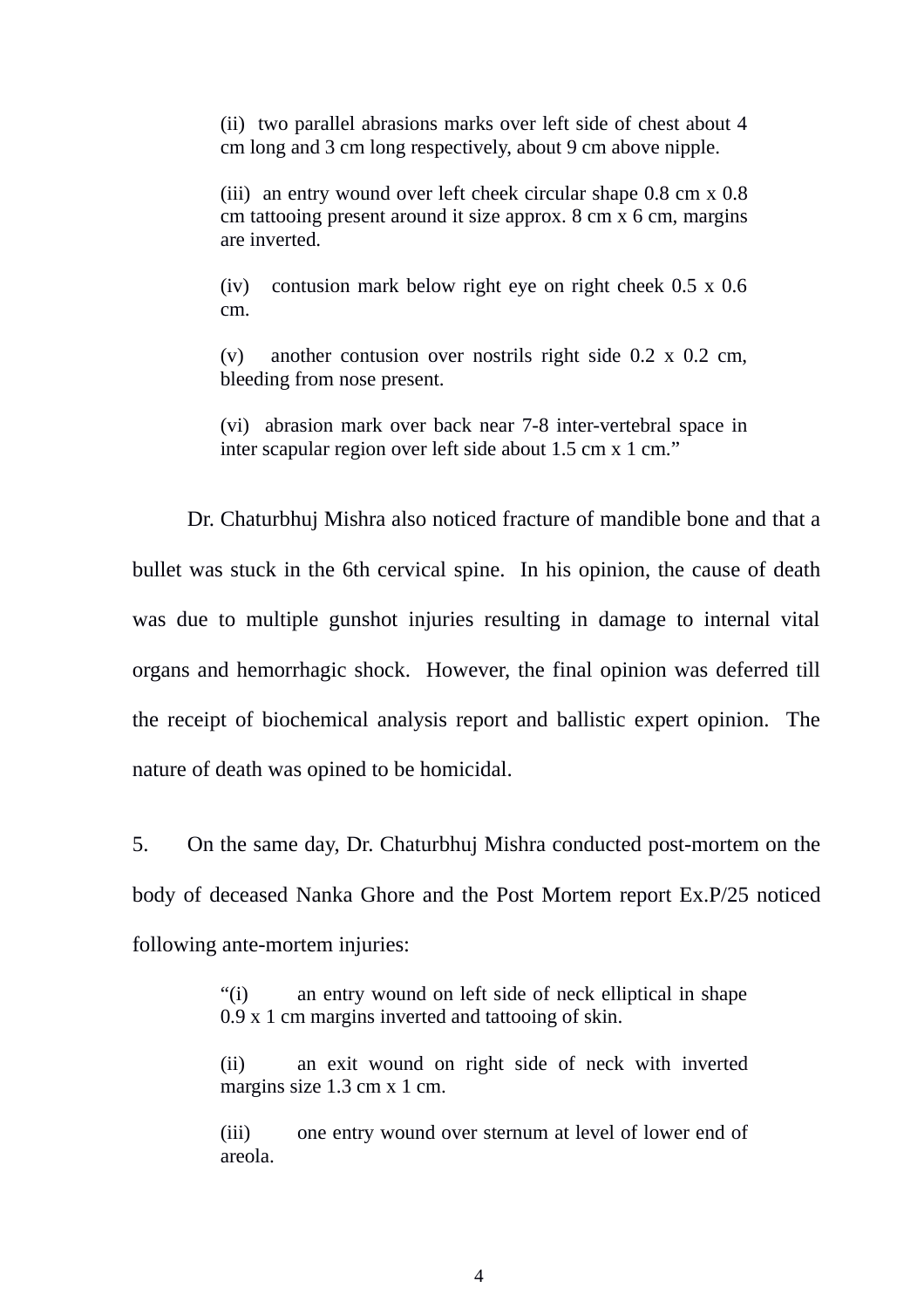> (ii) two parallel abrasions marks over left side of chest about 4 cm long and 3 cm long respectively, about 9 cm above nipple.
>
> (iii) an entry wound over left cheek circular shape 0.8 cm x 0.8 cm tattooing present around it size approx. 8 cm x 6 cm, margins are inverted.
>
> (iv) contusion mark below right eye on right cheek 0.5 x 0.6 cm.
>
> (v) another contusion over nostrils right side 0.2 x 0.2 cm, bleeding from nose present.
>
> (vi) abrasion mark over back near 7-8 inter-vertebral space in inter scapular region over left side about 1.5 cm x 1 cm."

Dr. Chaturbhuj Mishra also noticed fracture of mandible bone and that a bullet was stuck in the 6th cervical spine. In his opinion, the cause of death was due to multiple gunshot injuries resulting in damage to internal vital organs and hemorrhagic shock. However, the final opinion was deferred till the receipt of biochemical analysis report and ballistic expert opinion. The nature of death was opined to be homicidal.

5. On the same day, Dr. Chaturbhuj Mishra conducted post-mortem on the body of deceased Nanka Ghore and the Post Mortem report Ex.P/25 noticed following ante-mortem injuries:

> "(i) an entry wound on left side of neck elliptical in shape 0.9 x 1 cm margins inverted and tattooing of skin.
>
> (ii) an exit wound on right side of neck with inverted margins size 1.3 cm x 1 cm.
>
> (iii) one entry wound over sternum at level of lower end of areola.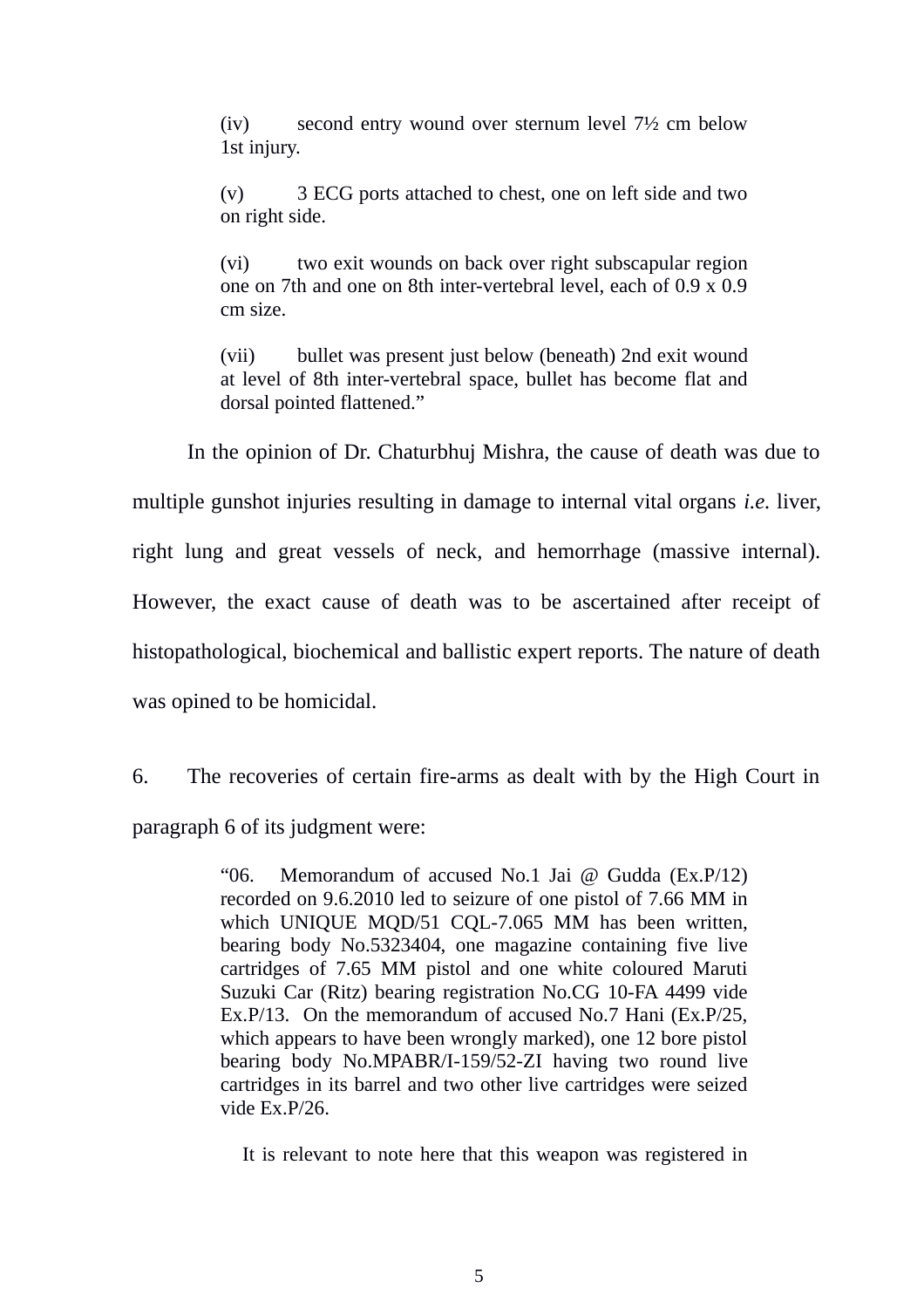> (iv) second entry wound over sternum level 7½ cm below 1st injury.
>
> (v) 3 ECG ports attached to chest, one on left side and two on right side.
>
> (vi) two exit wounds on back over right subscapular region one on 7th and one on 8th inter-vertebral level, each of 0.9 x 0.9 cm size.
>
> (vii) bullet was present just below (beneath) 2nd exit wound at level of 8th inter-vertebral space, bullet has become flat and dorsal pointed flattened."

In the opinion of Dr. Chaturbhuj Mishra, the cause of death was due to multiple gunshot injuries resulting in damage to internal vital organs *i.e.* liver, right lung and great vessels of neck, and hemorrhage (massive internal). However, the exact cause of death was to be ascertained after receipt of histopathological, biochemical and ballistic expert reports. The nature of death was opined to be homicidal.

6. The recoveries of certain fire-arms as dealt with by the High Court in paragraph 6 of its judgment were:

> "06. Memorandum of accused No.1 Jai @ Gudda (Ex.P/12) recorded on 9.6.2010 led to seizure of one pistol of 7.66 MM in which UNIQUE MQD/51 CQL-7.065 MM has been written, bearing body No.5323404, one magazine containing five live cartridges of 7.65 MM pistol and one white coloured Maruti Suzuki Car (Ritz) bearing registration No.CG 10-FA 4499 vide Ex.P/13. On the memorandum of accused No.7 Hani (Ex.P/25, which appears to have been wrongly marked), one 12 bore pistol bearing body No.MPABR/I-159/52-ZI having two round live cartridges in its barrel and two other live cartridges were seized vide Ex.P/26.
>
> It is relevant to note here that this weapon was registered in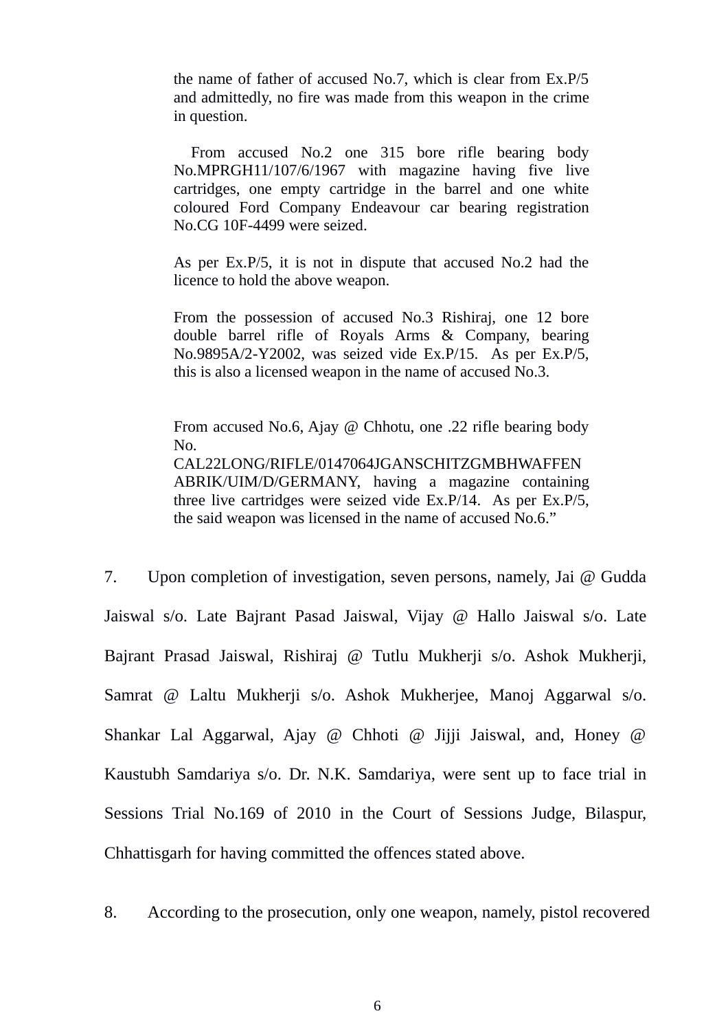> the name of father of accused No.7, which is clear from Ex.P/5 and admittedly, no fire was made from this weapon in the crime in question.
>
> From accused No.2 one 315 bore rifle bearing body No.MPRGH11/107/6/1967 with magazine having five live cartridges, one empty cartridge in the barrel and one white coloured Ford Company Endeavour car bearing registration No.CG 10F-4499 were seized.
>
> As per Ex.P/5, it is not in dispute that accused No.2 had the licence to hold the above weapon.
>
> From the possession of accused No.3 Rishiraj, one 12 bore double barrel rifle of Royals Arms & Company, bearing No.9895A/2-Y2002, was seized vide Ex.P/15. As per Ex.P/5, this is also a licensed weapon in the name of accused No.3.
>
> From accused No.6, Ajay @ Chhotu, one .22 rifle bearing body No. CAL22LONG/RIFLE/0147064JGANSCHITZGMBHWAFFENABRIK/UIM/D/GERMANY, having a magazine containing three live cartridges were seized vide Ex.P/14. As per Ex.P/5, the said weapon was licensed in the name of accused No.6."

7. Upon completion of investigation, seven persons, namely, Jai @ Gudda Jaiswal s/o. Late Bajrant Pasad Jaiswal, Vijay @ Hallo Jaiswal s/o. Late Bajrant Prasad Jaiswal, Rishiraj @ Tutlu Mukherji s/o. Ashok Mukherji, Samrat @ Laltu Mukherji s/o. Ashok Mukherjee, Manoj Aggarwal s/o. Shankar Lal Aggarwal, Ajay @ Chhoti @ Jijji Jaiswal, and, Honey @ Kaustubh Samdariya s/o. Dr. N.K. Samdariya, were sent up to face trial in Sessions Trial No.169 of 2010 in the Court of Sessions Judge, Bilaspur, Chhattisgarh for having committed the offences stated above.

8. According to the prosecution, only one weapon, namely, pistol recovered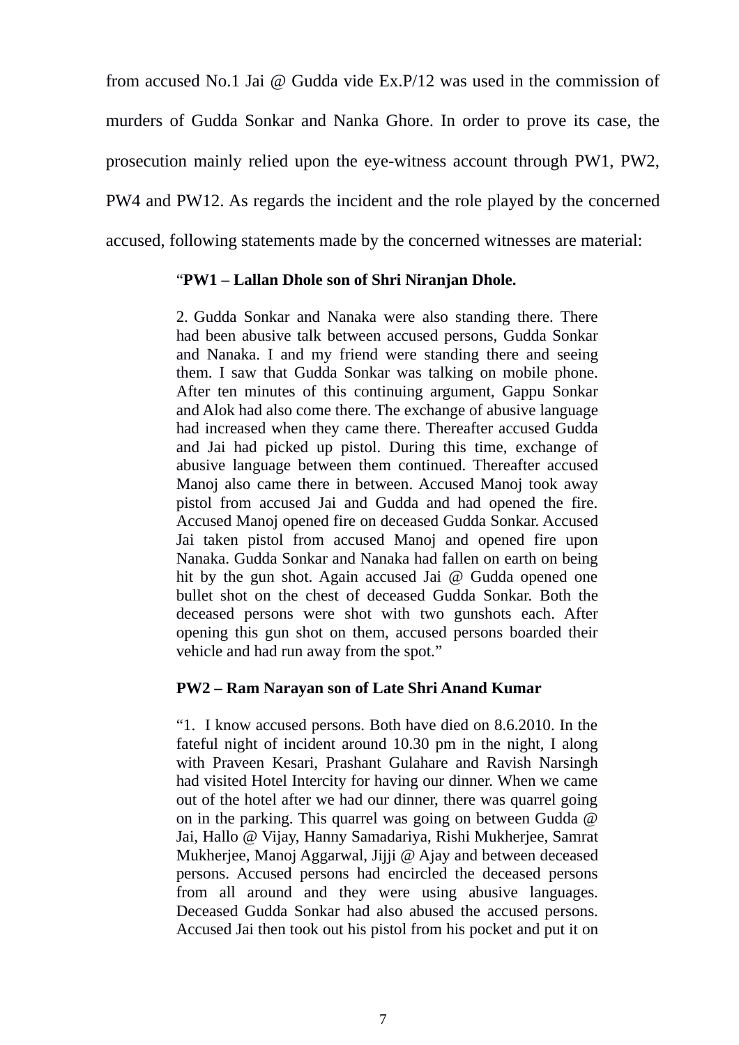from accused No.1 Jai @ Gudda vide Ex.P/12 was used in the commission of murders of Gudda Sonkar and Nanka Ghore. In order to prove its case, the prosecution mainly relied upon the eye-witness account through PW1, PW2, PW4 and PW12. As regards the incident and the role played by the concerned accused, following statements made by the concerned witnesses are material:

> "**PW1 – Lallan Dhole son of Shri Niranjan Dhole.**
>
> 2. Gudda Sonkar and Nanaka were also standing there. There had been abusive talk between accused persons, Gudda Sonkar and Nanaka. I and my friend were standing there and seeing them. I saw that Gudda Sonkar was talking on mobile phone. After ten minutes of this continuing argument, Gappu Sonkar and Alok had also come there. The exchange of abusive language had increased when they came there. Thereafter accused Gudda and Jai had picked up pistol. During this time, exchange of abusive language between them continued. Thereafter accused Manoj also came there in between. Accused Manoj took away pistol from accused Jai and Gudda and had opened the fire. Accused Manoj opened fire on deceased Gudda Sonkar. Accused Jai taken pistol from accused Manoj and opened fire upon Nanaka. Gudda Sonkar and Nanaka had fallen on earth on being hit by the gun shot. Again accused Jai @ Gudda opened one bullet shot on the chest of deceased Gudda Sonkar. Both the deceased persons were shot with two gunshots each. After opening this gun shot on them, accused persons boarded their vehicle and had run away from the spot."
>
> **PW2 – Ram Narayan son of Late Shri Anand Kumar**
>
> "1. I know accused persons. Both have died on 8.6.2010. In the fateful night of incident around 10.30 pm in the night, I along with Praveen Kesari, Prashant Gulahare and Ravish Narsingh had visited Hotel Intercity for having our dinner. When we came out of the hotel after we had our dinner, there was quarrel going on in the parking. This quarrel was going on between Gudda @ Jai, Hallo @ Vijay, Hanny Samadariya, Rishi Mukherjee, Samrat Mukherjee, Manoj Aggarwal, Jijji @ Ajay and between deceased persons. Accused persons had encircled the deceased persons from all around and they were using abusive languages. Deceased Gudda Sonkar had also abused the accused persons. Accused Jai then took out his pistol from his pocket and put it on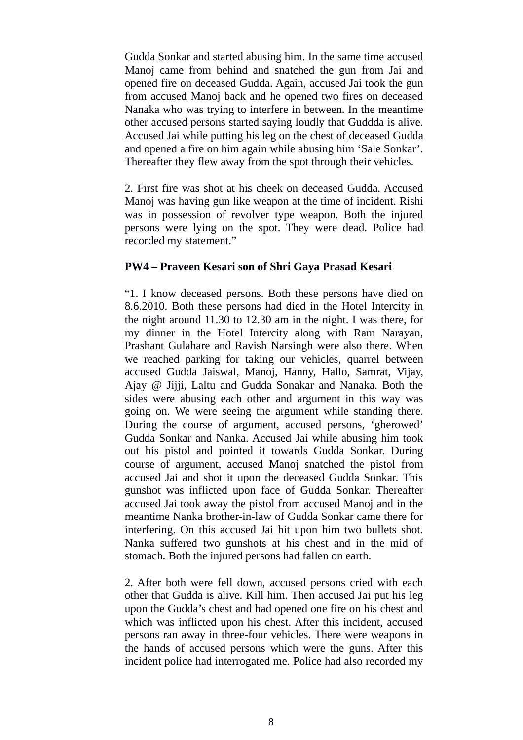Gudda Sonkar and started abusing him. In the same time accused Manoj came from behind and snatched the gun from Jai and opened fire on deceased Gudda. Again, accused Jai took the gun from accused Manoj back and he opened two fires on deceased Nanaka who was trying to interfere in between. In the meantime other accused persons started saying loudly that Guddda is alive. Accused Jai while putting his leg on the chest of deceased Gudda and opened a fire on him again while abusing him 'Sale Sonkar'. Thereafter they flew away from the spot through their vehicles.

2. First fire was shot at his cheek on deceased Gudda. Accused Manoj was having gun like weapon at the time of incident. Rishi was in possession of revolver type weapon. Both the injured persons were lying on the spot. They were dead. Police had recorded my statement."

**PW4 – Praveen Kesari son of Shri Gaya Prasad Kesari**

"1. I know deceased persons. Both these persons have died on 8.6.2010. Both these persons had died in the Hotel Intercity in the night around 11.30 to 12.30 am in the night. I was there, for my dinner in the Hotel Intercity along with Ram Narayan, Prashant Gulahare and Ravish Narsingh were also there. When we reached parking for taking our vehicles, quarrel between accused Gudda Jaiswal, Manoj, Hanny, Hallo, Samrat, Vijay, Ajay @ Jijji, Laltu and Gudda Sonakar and Nanaka. Both the sides were abusing each other and argument in this way was going on. We were seeing the argument while standing there. During the course of argument, accused persons, 'gherowed' Gudda Sonkar and Nanka. Accused Jai while abusing him took out his pistol and pointed it towards Gudda Sonkar. During course of argument, accused Manoj snatched the pistol from accused Jai and shot it upon the deceased Gudda Sonkar. This gunshot was inflicted upon face of Gudda Sonkar. Thereafter accused Jai took away the pistol from accused Manoj and in the meantime Nanka brother-in-law of Gudda Sonkar came there for interfering. On this accused Jai hit upon him two bullets shot. Nanka suffered two gunshots at his chest and in the mid of stomach. Both the injured persons had fallen on earth.

2. After both were fell down, accused persons cried with each other that Gudda is alive. Kill him. Then accused Jai put his leg upon the Gudda's chest and had opened one fire on his chest and which was inflicted upon his chest. After this incident, accused persons ran away in three-four vehicles. There were weapons in the hands of accused persons which were the guns. After this incident police had interrogated me. Police had also recorded my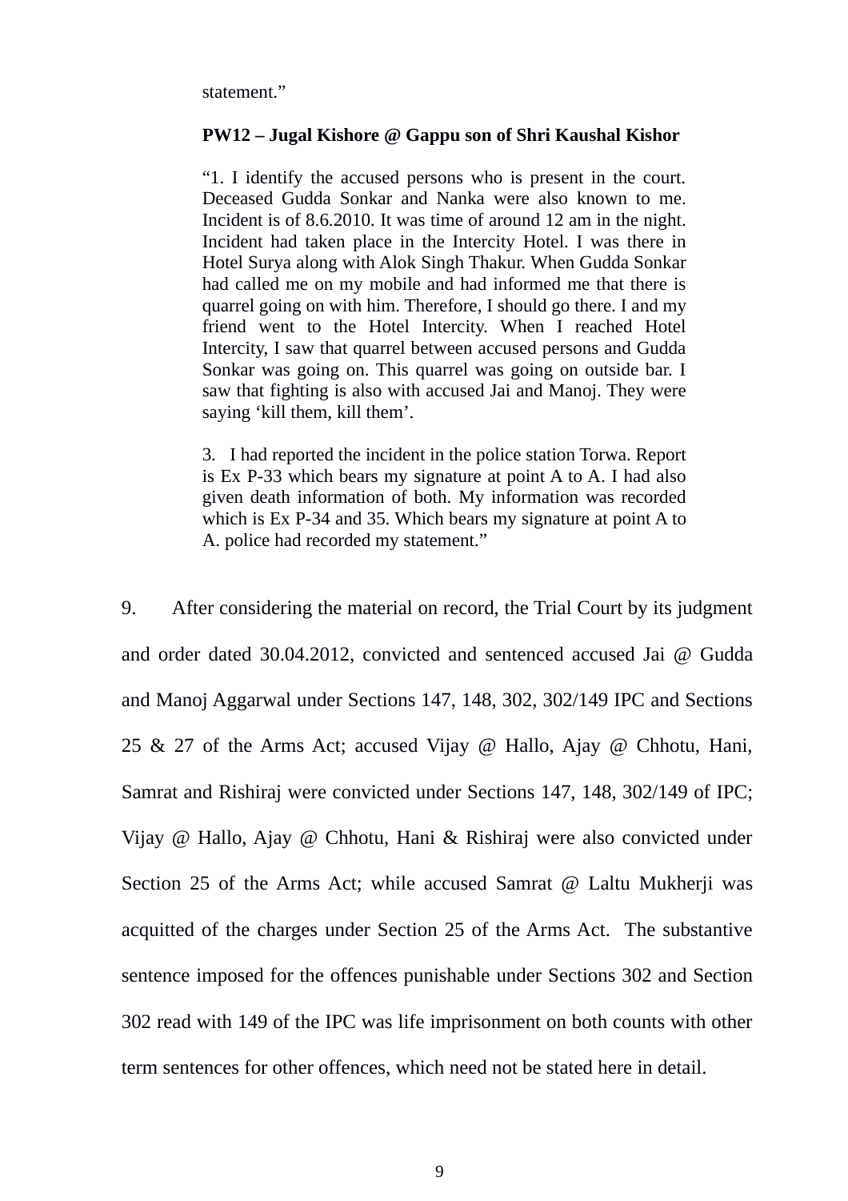> statement."

> **PW12 – Jugal Kishore @ Gappu son of Shri Kaushal Kishor**
>
> "1. I identify the accused persons who is present in the court. Deceased Gudda Sonkar and Nanka were also known to me. Incident is of 8.6.2010. It was time of around 12 am in the night. Incident had taken place in the Intercity Hotel. I was there in Hotel Surya along with Alok Singh Thakur. When Gudda Sonkar had called me on my mobile and had informed me that there is quarrel going on with him. Therefore, I should go there. I and my friend went to the Hotel Intercity. When I reached Hotel Intercity, I saw that quarrel between accused persons and Gudda Sonkar was going on. This quarrel was going on outside bar. I saw that fighting is also with accused Jai and Manoj. They were saying 'kill them, kill them'.
>
> 3. I had reported the incident in the police station Torwa. Report is Ex P-33 which bears my signature at point A to A. I had also given death information of both. My information was recorded which is Ex P-34 and 35. Which bears my signature at point A to A. police had recorded my statement."

9. After considering the material on record, the Trial Court by its judgment and order dated 30.04.2012, convicted and sentenced accused Jai @ Gudda and Manoj Aggarwal under Sections 147, 148, 302, 302/149 IPC and Sections 25 & 27 of the Arms Act; accused Vijay @ Hallo, Ajay @ Chhotu, Hani, Samrat and Rishiraj were convicted under Sections 147, 148, 302/149 of IPC; Vijay @ Hallo, Ajay @ Chhotu, Hani & Rishiraj were also convicted under Section 25 of the Arms Act; while accused Samrat @ Laltu Mukherji was acquitted of the charges under Section 25 of the Arms Act. The substantive sentence imposed for the offences punishable under Sections 302 and Section 302 read with 149 of the IPC was life imprisonment on both counts with other term sentences for other offences, which need not be stated here in detail.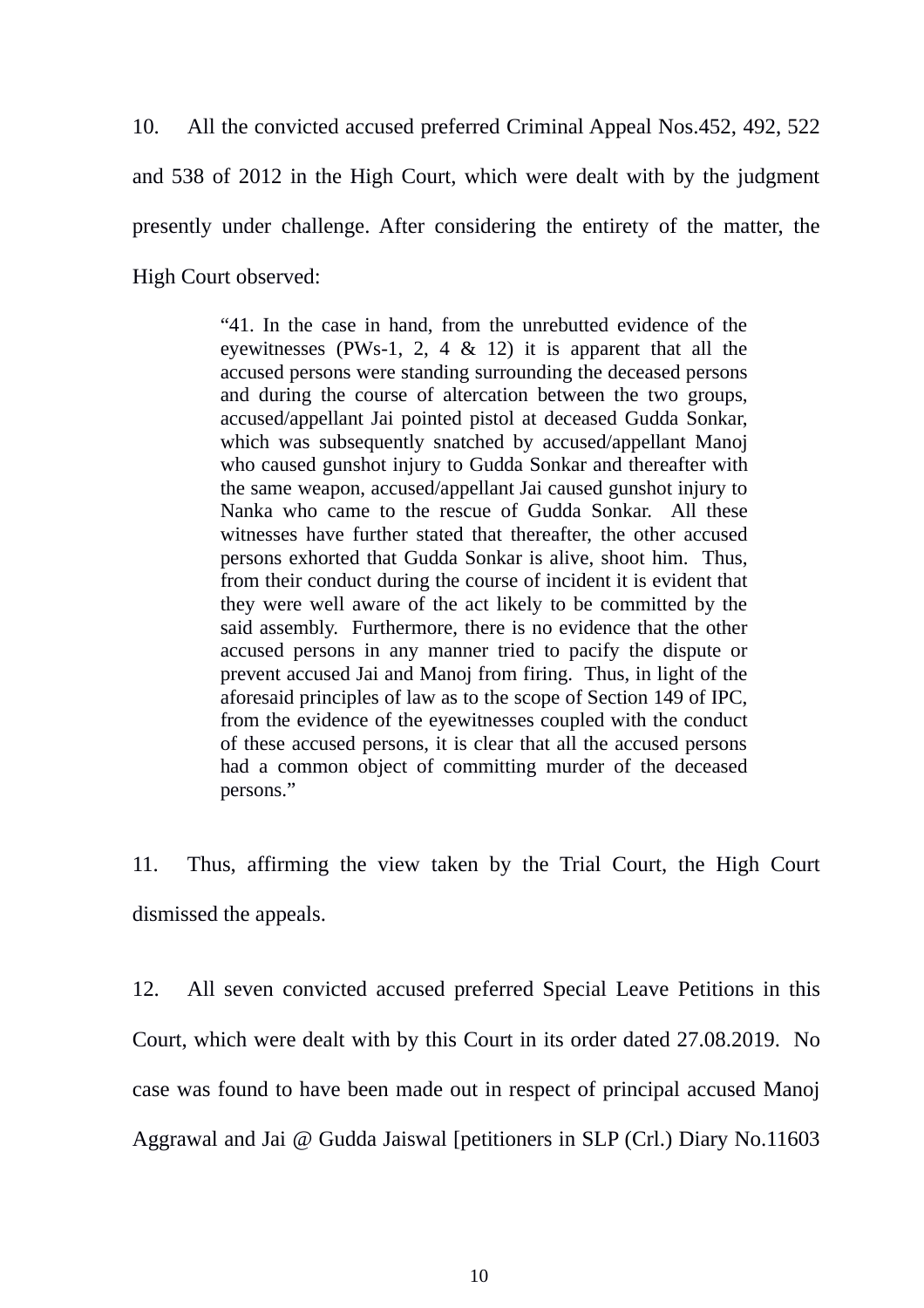10. All the convicted accused preferred Criminal Appeal Nos.452, 492, 522 and 538 of 2012 in the High Court, which were dealt with by the judgment presently under challenge. After considering the entirety of the matter, the High Court observed:

> "41. In the case in hand, from the unrebutted evidence of the eyewitnesses (PWs-1, 2, 4 & 12) it is apparent that all the accused persons were standing surrounding the deceased persons and during the course of altercation between the two groups, accused/appellant Jai pointed pistol at deceased Gudda Sonkar, which was subsequently snatched by accused/appellant Manoj who caused gunshot injury to Gudda Sonkar and thereafter with the same weapon, accused/appellant Jai caused gunshot injury to Nanka who came to the rescue of Gudda Sonkar. All these witnesses have further stated that thereafter, the other accused persons exhorted that Gudda Sonkar is alive, shoot him. Thus, from their conduct during the course of incident it is evident that they were well aware of the act likely to be committed by the said assembly. Furthermore, there is no evidence that the other accused persons in any manner tried to pacify the dispute or prevent accused Jai and Manoj from firing. Thus, in light of the aforesaid principles of law as to the scope of Section 149 of IPC, from the evidence of the eyewitnesses coupled with the conduct of these accused persons, it is clear that all the accused persons had a common object of committing murder of the deceased persons."

11. Thus, affirming the view taken by the Trial Court, the High Court dismissed the appeals.

12. All seven convicted accused preferred Special Leave Petitions in this Court, which were dealt with by this Court in its order dated 27.08.2019. No case was found to have been made out in respect of principal accused Manoj Aggrawal and Jai @ Gudda Jaiswal [petitioners in SLP (Crl.) Diary No.11603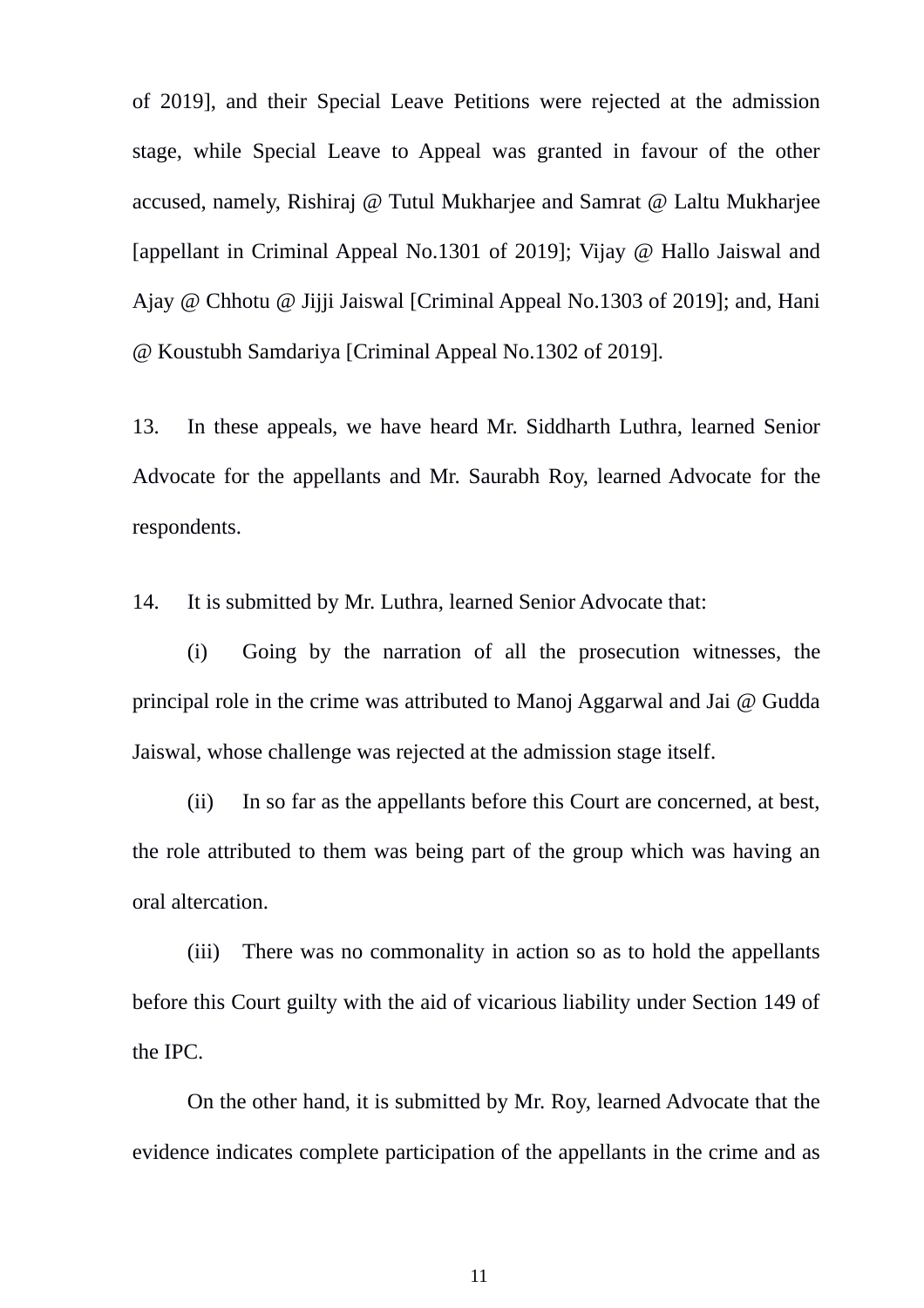of 2019], and their Special Leave Petitions were rejected at the admission stage, while Special Leave to Appeal was granted in favour of the other accused, namely, Rishiraj @ Tutul Mukharjee and Samrat @ Laltu Mukharjee [appellant in Criminal Appeal No.1301 of 2019]; Vijay @ Hallo Jaiswal and Ajay @ Chhotu @ Jijji Jaiswal [Criminal Appeal No.1303 of 2019]; and, Hani @ Koustubh Samdariya [Criminal Appeal No.1302 of 2019].

13. In these appeals, we have heard Mr. Siddharth Luthra, learned Senior Advocate for the appellants and Mr. Saurabh Roy, learned Advocate for the respondents.

14. It is submitted by Mr. Luthra, learned Senior Advocate that:

(i) Going by the narration of all the prosecution witnesses, the principal role in the crime was attributed to Manoj Aggarwal and Jai @ Gudda Jaiswal, whose challenge was rejected at the admission stage itself.

(ii) In so far as the appellants before this Court are concerned, at best, the role attributed to them was being part of the group which was having an oral altercation.

(iii) There was no commonality in action so as to hold the appellants before this Court guilty with the aid of vicarious liability under Section 149 of the IPC.

On the other hand, it is submitted by Mr. Roy, learned Advocate that the evidence indicates complete participation of the appellants in the crime and as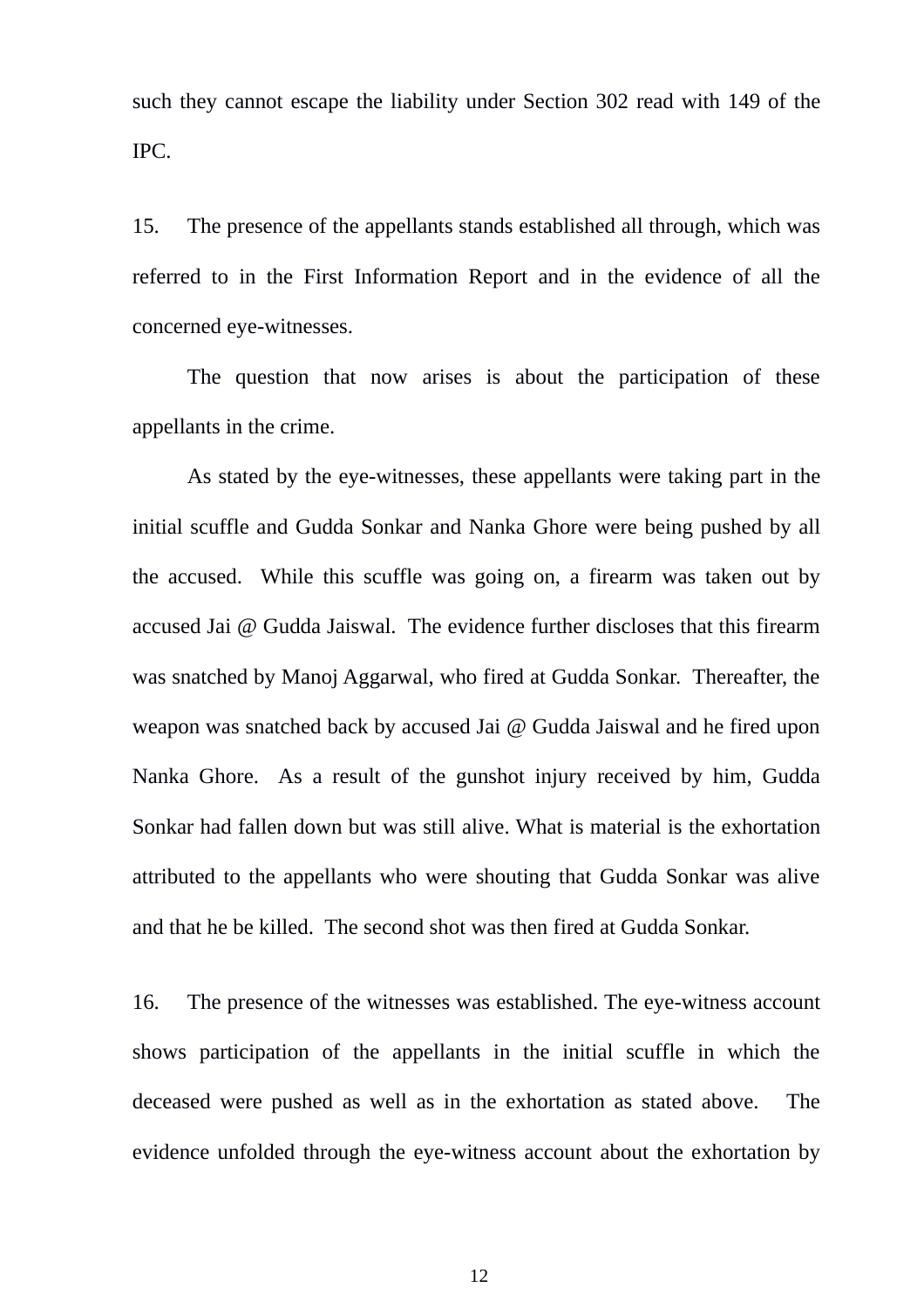such they cannot escape the liability under Section 302 read with 149 of the IPC.

15. The presence of the appellants stands established all through, which was referred to in the First Information Report and in the evidence of all the concerned eye-witnesses.

The question that now arises is about the participation of these appellants in the crime.

As stated by the eye-witnesses, these appellants were taking part in the initial scuffle and Gudda Sonkar and Nanka Ghore were being pushed by all the accused. While this scuffle was going on, a firearm was taken out by accused Jai @ Gudda Jaiswal. The evidence further discloses that this firearm was snatched by Manoj Aggarwal, who fired at Gudda Sonkar. Thereafter, the weapon was snatched back by accused Jai @ Gudda Jaiswal and he fired upon Nanka Ghore. As a result of the gunshot injury received by him, Gudda Sonkar had fallen down but was still alive. What is material is the exhortation attributed to the appellants who were shouting that Gudda Sonkar was alive and that he be killed. The second shot was then fired at Gudda Sonkar.

16. The presence of the witnesses was established. The eye-witness account shows participation of the appellants in the initial scuffle in which the deceased were pushed as well as in the exhortation as stated above. The evidence unfolded through the eye-witness account about the exhortation by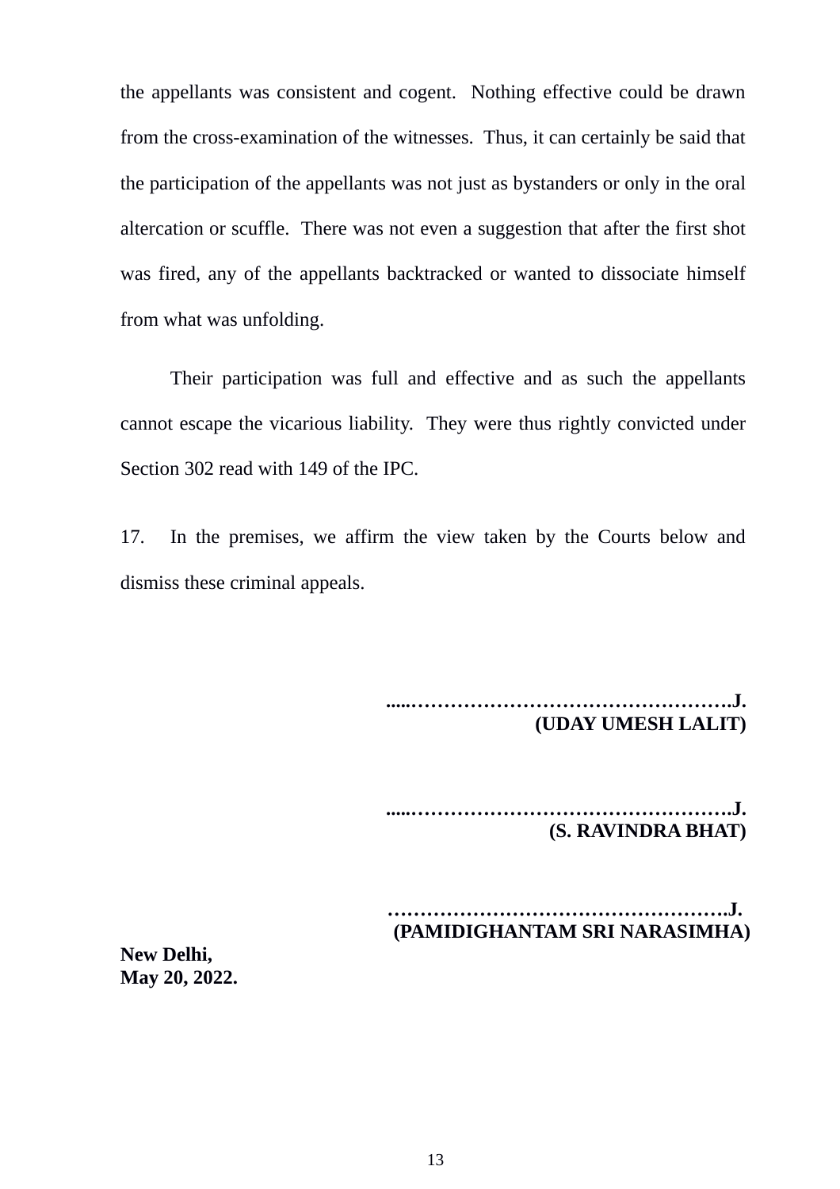the appellants was consistent and cogent. Nothing effective could be drawn from the cross-examination of the witnesses. Thus, it can certainly be said that the participation of the appellants was not just as bystanders or only in the oral altercation or scuffle. There was not even a suggestion that after the first shot was fired, any of the appellants backtracked or wanted to dissociate himself from what was unfolding.

Their participation was full and effective and as such the appellants cannot escape the vicarious liability. They were thus rightly convicted under Section 302 read with 149 of the IPC.

17. In the premises, we affirm the view taken by the Courts below and dismiss these criminal appeals.

**.....…………………………………………..J.**
**(UDAY UMESH LALIT)**

**.....…………………………………………..J.**
**(S. RAVINDRA BHAT)**

**……………………………………………..J.**
**(PAMIDIGHANTAM SRI NARASIMHA)**

**New Delhi,**
**May 20, 2022.**